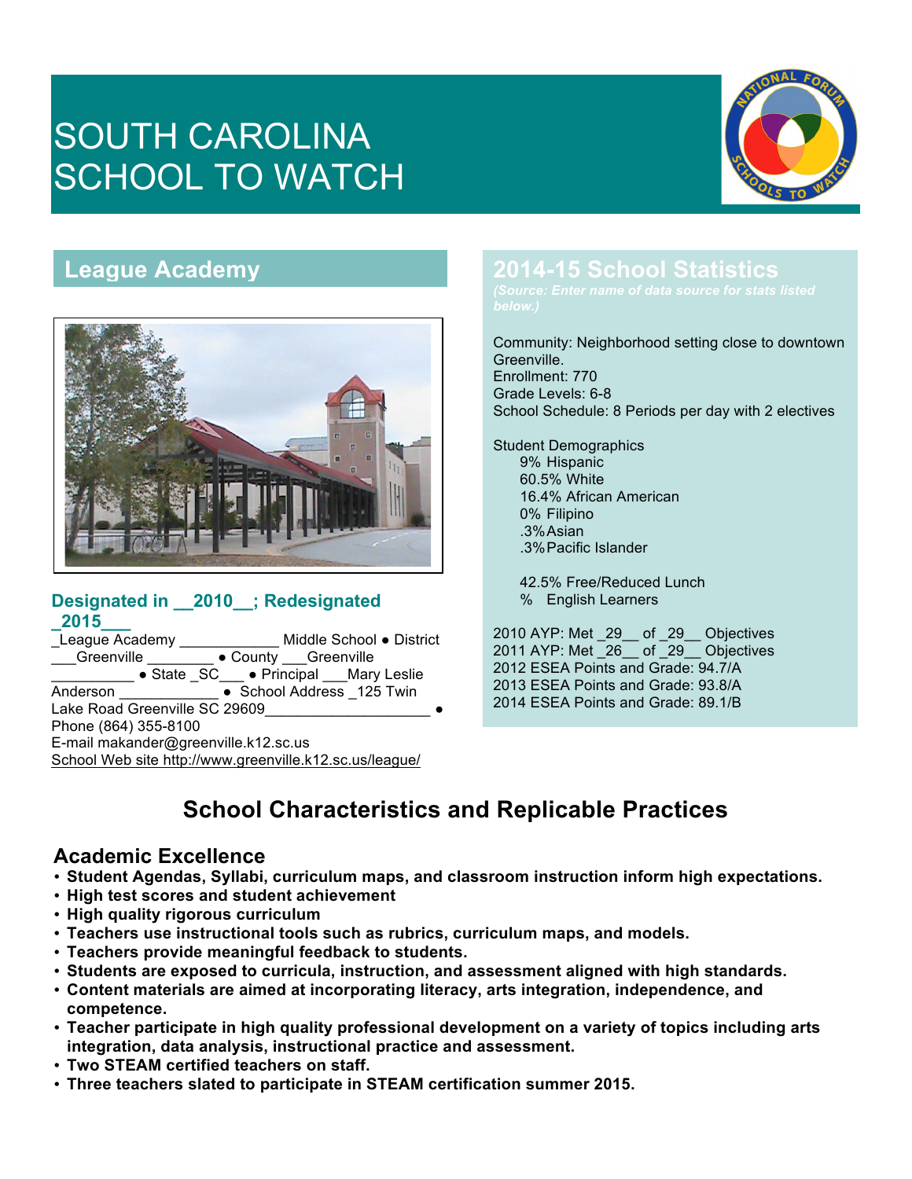# SOUTH CAROLINA SCHOOL TO WATCH

## League Academy

### Designated in __2010__; Redesignated _2015___

_League Academy ____________ Middle School ● District ___Greenville ________ ● County ___Greenville __________ ● State _SC___ ● Principal ___Mary Leslie Anderson ____________ ● School Address _125 Twin Lake Road Greenville SC 29609____________________ ● Phone (864) 355-8100
E-mail makander@greenville.k12.sc.us
School Web site http://www.greenville.k12.sc.us/league/

## 2014-15 School Statistics

*(Source: Enter name of data source for stats listed below.)*

Community: Neighborhood setting close to downtown Greenville.
Enrollment: 770
Grade Levels: 6-8
School Schedule: 8 Periods per day with 2 electives

Student Demographics
- 9% Hispanic
- 60.5% White
- 16.4% African American
- 0% Filipino
- .3% Asian
- .3% Pacific Islander

- 42.5% Free/Reduced Lunch
- % English Learners

2010 AYP: Met _29__ of _29__ Objectives
2011 AYP: Met _26__ of _29__ Objectives
2012 ESEA Points and Grade: 94.7/A
2013 ESEA Points and Grade: 93.8/A
2014 ESEA Points and Grade: 89.1/B

## School Characteristics and Replicable Practices

### Academic Excellence

- **Student Agendas, Syllabi, curriculum maps, and classroom instruction inform high expectations.**
- **High test scores and student achievement**
- **High quality rigorous curriculum**
- **Teachers use instructional tools such as rubrics, curriculum maps, and models.**
- **Teachers provide meaningful feedback to students.**
- **Students are exposed to curricula, instruction, and assessment aligned with high standards.**
- **Content materials are aimed at incorporating literacy, arts integration, independence, and competence.**
- **Teacher participate in high quality professional development on a variety of topics including arts integration, data analysis, instructional practice and assessment.**
- **Two STEAM certified teachers on staff.**
- **Three teachers slated to participate in STEAM certification summer 2015.**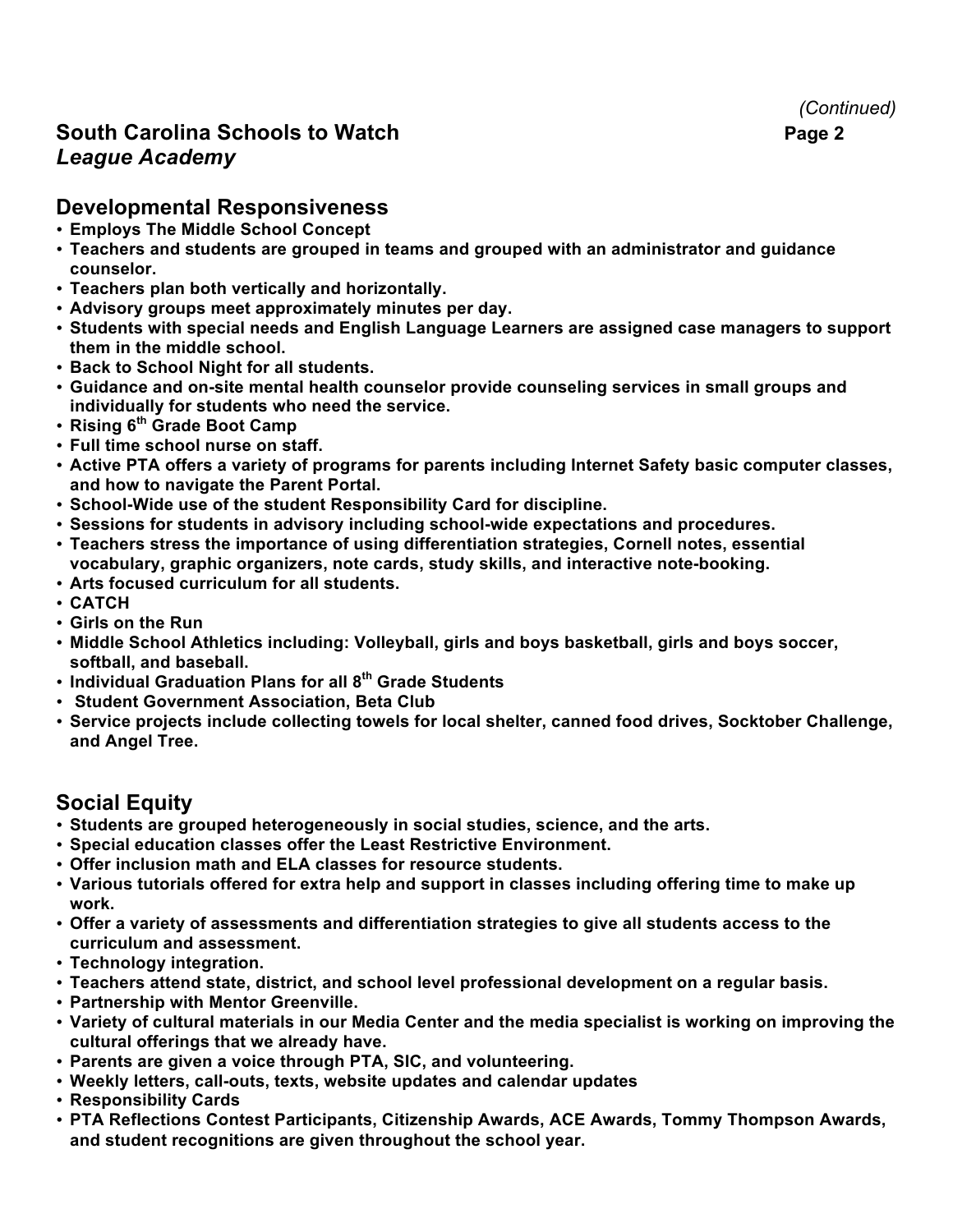*(Continued)*

## South Carolina Schools to Watch

### *League Academy*

## Developmental Responsiveness

- **Employs The Middle School Concept**
- **Teachers and students are grouped in teams and grouped with an administrator and guidance counselor.**
- **Teachers plan both vertically and horizontally.**
- **Advisory groups meet approximately minutes per day.**
- **Students with special needs and English Language Learners are assigned case managers to support them in the middle school.**
- **Back to School Night for all students.**
- **Guidance and on-site mental health counselor provide counseling services in small groups and individually for students who need the service.**
- **Rising 6th Grade Boot Camp**
- **Full time school nurse on staff.**
- **Active PTA offers a variety of programs for parents including Internet Safety basic computer classes, and how to navigate the Parent Portal.**
- **School-Wide use of the student Responsibility Card for discipline.**
- **Sessions for students in advisory including school-wide expectations and procedures.**
- **Teachers stress the importance of using differentiation strategies, Cornell notes, essential vocabulary, graphic organizers, note cards, study skills, and interactive note-booking.**
- **Arts focused curriculum for all students.**
- **CATCH**
- **Girls on the Run**
- **Middle School Athletics including: Volleyball, girls and boys basketball, girls and boys soccer, softball, and baseball.**
- **Individual Graduation Plans for all 8th Grade Students**
- **Student Government Association, Beta Club**
- **Service projects include collecting towels for local shelter, canned food drives, Socktober Challenge, and Angel Tree.**

## Social Equity

- **Students are grouped heterogeneously in social studies, science, and the arts.**
- **Special education classes offer the Least Restrictive Environment.**
- **Offer inclusion math and ELA classes for resource students.**
- **Various tutorials offered for extra help and support in classes including offering time to make up work.**
- **Offer a variety of assessments and differentiation strategies to give all students access to the curriculum and assessment.**
- **Technology integration.**
- **Teachers attend state, district, and school level professional development on a regular basis.**
- **Partnership with Mentor Greenville.**
- **Variety of cultural materials in our Media Center and the media specialist is working on improving the cultural offerings that we already have.**
- **Parents are given a voice through PTA, SIC, and volunteering.**
- **Weekly letters, call-outs, texts, website updates and calendar updates**
- **Responsibility Cards**
- **PTA Reflections Contest Participants, Citizenship Awards, ACE Awards, Tommy Thompson Awards, and student recognitions are given throughout the school year.**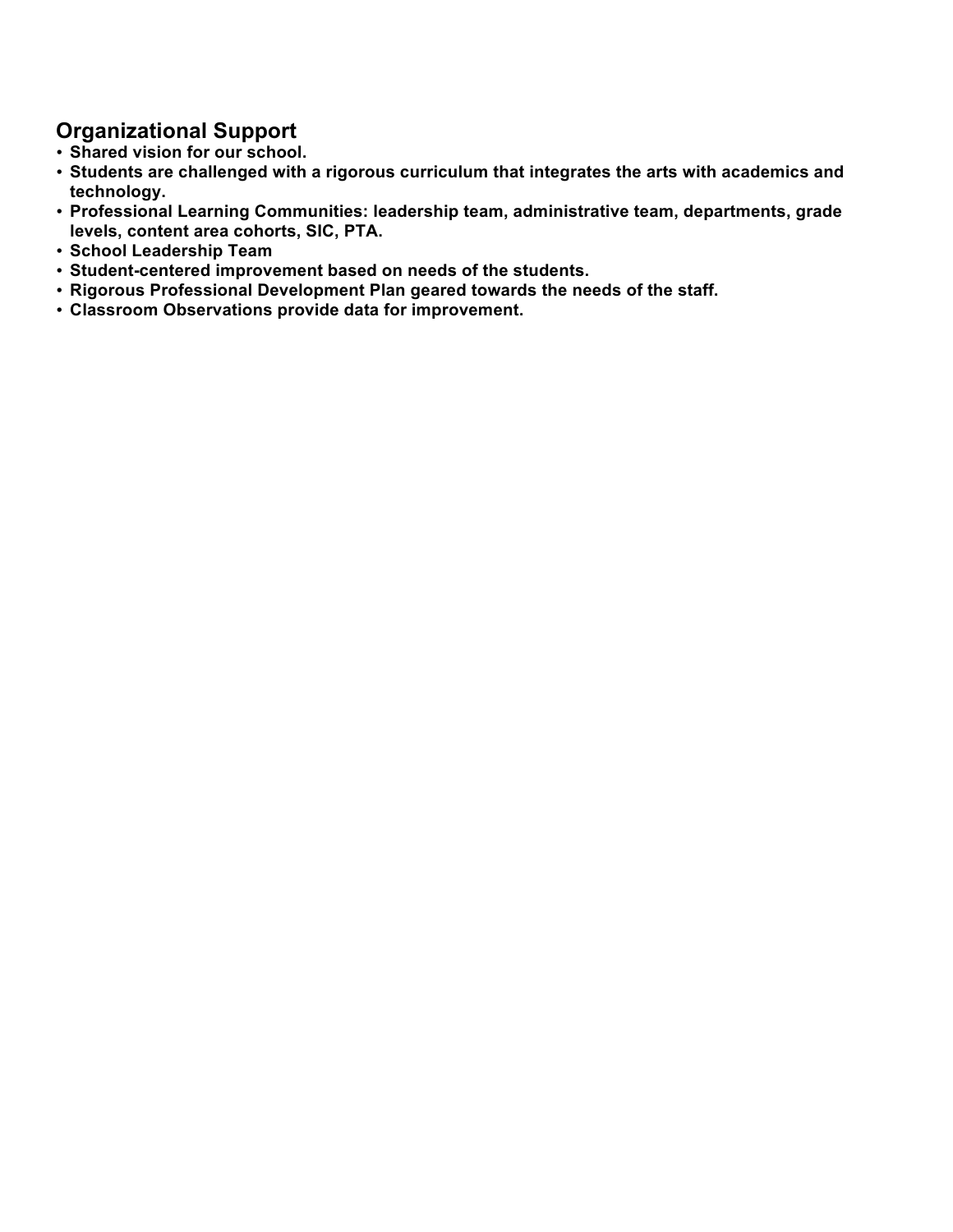## Organizational Support

- **Shared vision for our school.**
- **Students are challenged with a rigorous curriculum that integrates the arts with academics and technology.**
- **Professional Learning Communities: leadership team, administrative team, departments, grade levels, content area cohorts, SIC, PTA.**
- **School Leadership Team**
- **Student-centered improvement based on needs of the students.**
- **Rigorous Professional Development Plan geared towards the needs of the staff.**
- **Classroom Observations provide data for improvement.**